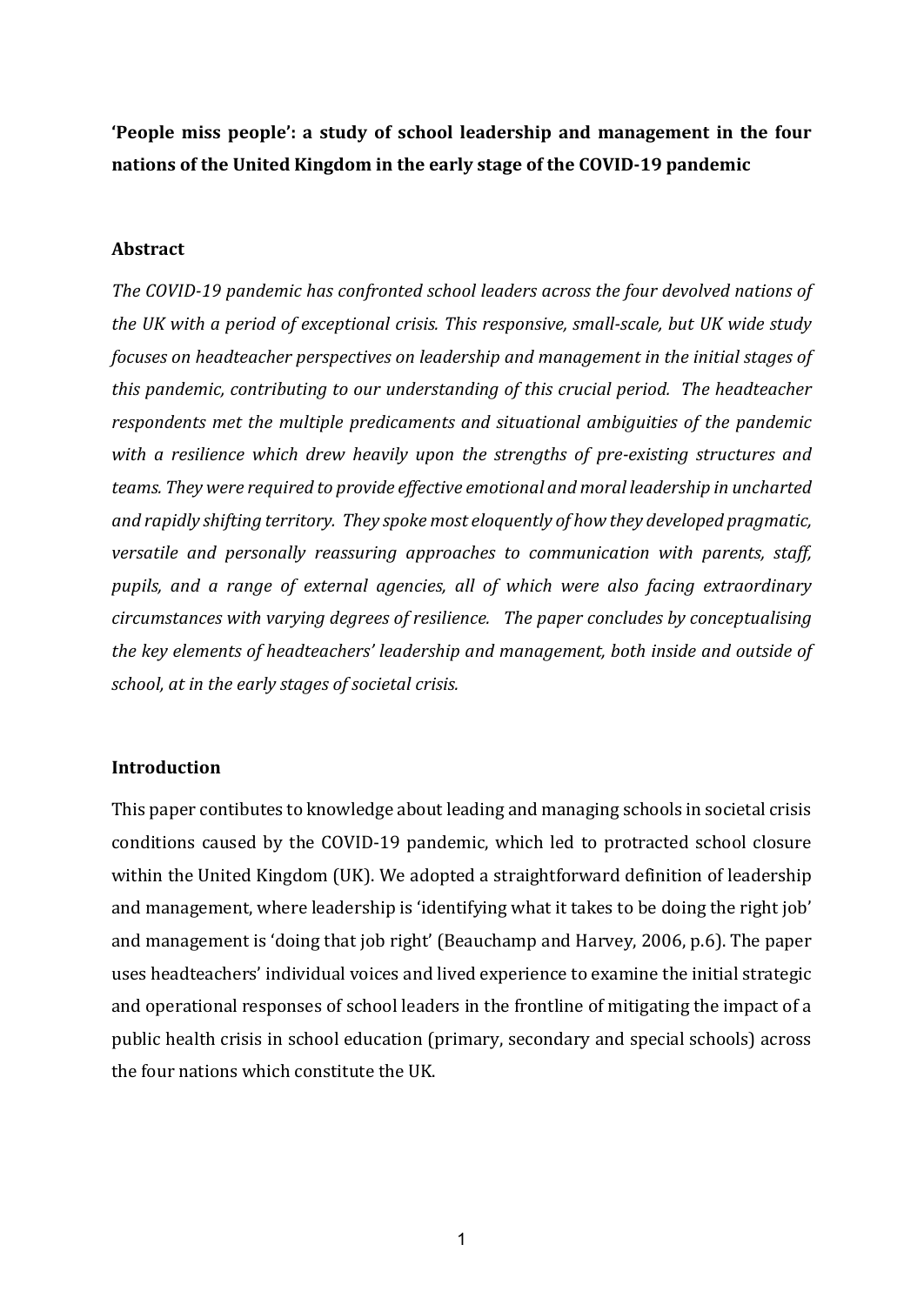# 'People miss people': a study of school leadership and management in the four nations of the United Kingdom in the early stage of the COVID-19 pandemic

## Abstract

*The COVID-19 pandemic has confronted school leaders across the four devolved nations of the UK with a period of exceptional crisis. This responsive, small-scale, but UK wide study focuses on headteacher perspectives on leadership and management in the initial stages of this pandemic, contributing to our understanding of this crucial period. The headteacher respondents met the multiple predicaments and situational ambiguities of the pandemic with a resilience which drew heavily upon the strengths of pre-existing structures and teams. They were required to provide effective emotional and moral leadership in uncharted and rapidly shifting territory. They spoke most eloquently of how they developed pragmatic, versatile and personally reassuring approaches to communication with parents, staff, pupils, and a range of external agencies, all of which were also facing extraordinary circumstances with varying degrees of resilience. The paper concludes by conceptualising the key elements of headteachers' leadership and management, both inside and outside of school, at in the early stages of societal crisis.*

## Introduction

This paper contibutes to knowledge about leading and managing schools in societal crisis conditions caused by the COVID-19 pandemic, which led to protracted school closure within the United Kingdom (UK). We adopted a straightforward definition of leadership and management, where leadership is 'identifying what it takes to be doing the right job' and management is 'doing that job right' (Beauchamp and Harvey, 2006, p.6). The paper uses headteachers' individual voices and lived experience to examine the initial strategic and operational responses of school leaders in the frontline of mitigating the impact of a public health crisis in school education (primary, secondary and special schools) across the four nations which constitute the UK.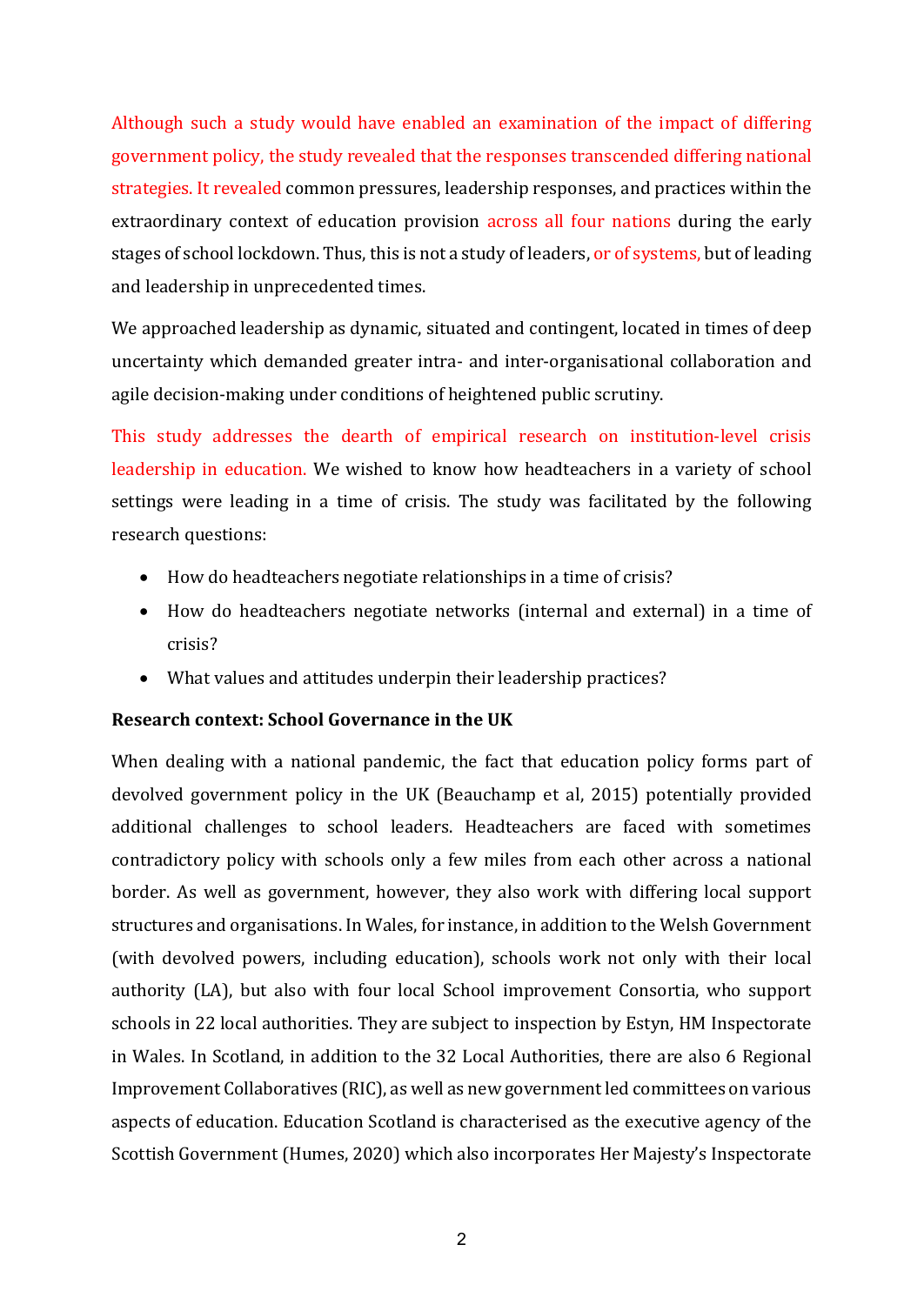Although such a study would have enabled an examination of the impact of differing government policy, the study revealed that the responses transcended differing national strategies. It revealed common pressures, leadership responses, and practices within the extraordinary context of education provision across all four nations during the early stages of school lockdown. Thus, this is not a study of leaders, or of systems, but of leading and leadership in unprecedented times.

We approached leadership as dynamic, situated and contingent, located in times of deep uncertainty which demanded greater intra- and inter-organisational collaboration and agile decision-making under conditions of heightened public scrutiny.

This study addresses the dearth of empirical research on institution-level crisis leadership in education. We wished to know how headteachers in a variety of school settings were leading in a time of crisis. The study was facilitated by the following research questions:

- How do headteachers negotiate relationships in a time of crisis?
- How do headteachers negotiate networks (internal and external) in a time of crisis?
- What values and attitudes underpin their leadership practices?

**Research context: School Governance in the UK**

When dealing with a national pandemic, the fact that education policy forms part of devolved government policy in the UK (Beauchamp et al, 2015) potentially provided additional challenges to school leaders. Headteachers are faced with sometimes contradictory policy with schools only a few miles from each other across a national border. As well as government, however, they also work with differing local support structures and organisations. In Wales, for instance, in addition to the Welsh Government (with devolved powers, including education), schools work not only with their local authority (LA), but also with four local School improvement Consortia, who support schools in 22 local authorities. They are subject to inspection by Estyn, HM Inspectorate in Wales. In Scotland, in addition to the 32 Local Authorities, there are also 6 Regional Improvement Collaboratives (RIC), as well as new government led committees on various aspects of education. Education Scotland is characterised as the executive agency of the Scottish Government (Humes, 2020) which also incorporates Her Majesty's Inspectorate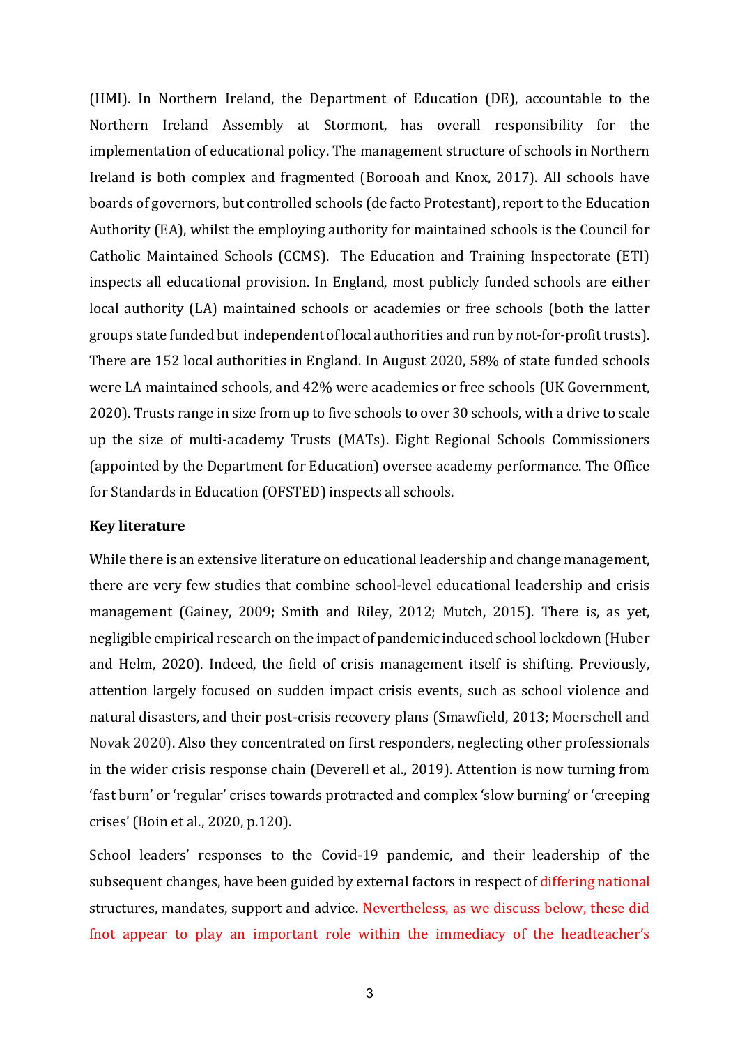(HMI). In Northern Ireland, the Department of Education (DE), accountable to the Northern Ireland Assembly at Stormont, has overall responsibility for the implementation of educational policy. The management structure of schools in Northern Ireland is both complex and fragmented (Borooah and Knox, 2017). All schools have boards of governors, but controlled schools (de facto Protestant), report to the Education Authority (EA), whilst the employing authority for maintained schools is the Council for Catholic Maintained Schools (CCMS). The Education and Training Inspectorate (ETI) inspects all educational provision. In England, most publicly funded schools are either local authority (LA) maintained schools or academies or free schools (both the latter groups state funded but independent of local authorities and run by not-for-profit trusts). There are 152 local authorities in England. In August 2020, 58% of state funded schools were LA maintained schools, and 42% were academies or free schools (UK Government, 2020). Trusts range in size from up to five schools to over 30 schools, with a drive to scale up the size of multi-academy Trusts (MATs). Eight Regional Schools Commissioners (appointed by the Department for Education) oversee academy performance. The Office for Standards in Education (OFSTED) inspects all schools.

**Key literature**

While there is an extensive literature on educational leadership and change management, there are very few studies that combine school-level educational leadership and crisis management (Gainey, 2009; Smith and Riley, 2012; Mutch, 2015). There is, as yet, negligible empirical research on the impact of pandemic induced school lockdown (Huber and Helm, 2020). Indeed, the field of crisis management itself is shifting. Previously, attention largely focused on sudden impact crisis events, such as school violence and natural disasters, and their post-crisis recovery plans (Smawfield, 2013; Moerschell and Novak 2020). Also they concentrated on first responders, neglecting other professionals in the wider crisis response chain (Deverell et al., 2019). Attention is now turning from 'fast burn' or 'regular' crises towards protracted and complex 'slow burning' or 'creeping crises' (Boin et al., 2020, p.120).

School leaders' responses to the Covid-19 pandemic, and their leadership of the subsequent changes, have been guided by external factors in respect of differing national structures, mandates, support and advice. Nevertheless, as we discuss below, these did fnot appear to play an important role within the immediacy of the headteacher's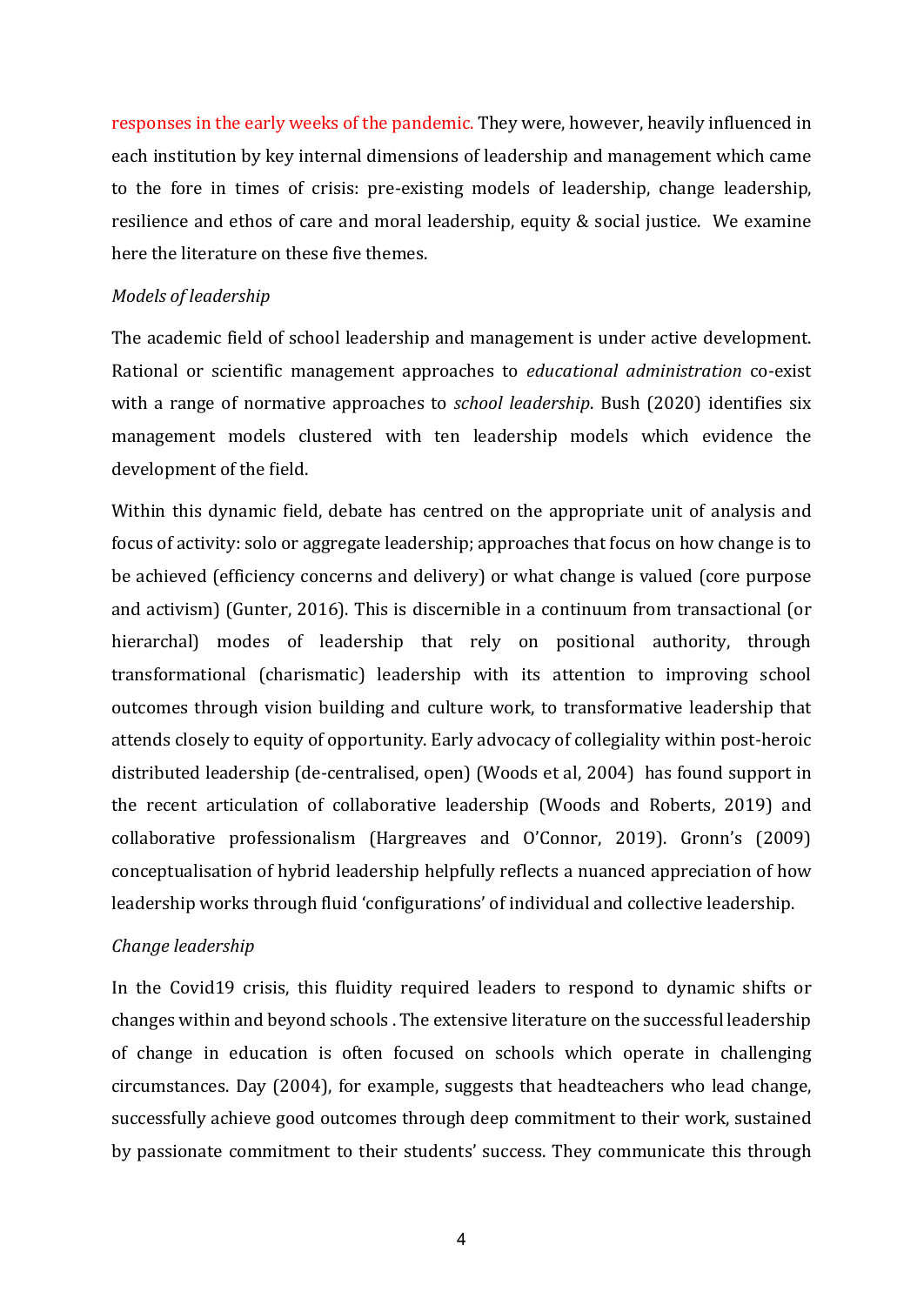responses in the early weeks of the pandemic. They were, however, heavily influenced in each institution by key internal dimensions of leadership and management which came to the fore in times of crisis: pre-existing models of leadership, change leadership, resilience and ethos of care and moral leadership, equity & social justice. We examine here the literature on these five themes.

*Models of leadership*

The academic field of school leadership and management is under active development. Rational or scientific management approaches to *educational administration* co-exist with a range of normative approaches to *school leadership*. Bush (2020) identifies six management models clustered with ten leadership models which evidence the development of the field.

Within this dynamic field, debate has centred on the appropriate unit of analysis and focus of activity: solo or aggregate leadership; approaches that focus on how change is to be achieved (efficiency concerns and delivery) or what change is valued (core purpose and activism) (Gunter, 2016). This is discernible in a continuum from transactional (or hierarchal) modes of leadership that rely on positional authority, through transformational (charismatic) leadership with its attention to improving school outcomes through vision building and culture work, to transformative leadership that attends closely to equity of opportunity. Early advocacy of collegiality within post-heroic distributed leadership (de-centralised, open) (Woods et al, 2004) has found support in the recent articulation of collaborative leadership (Woods and Roberts, 2019) and collaborative professionalism (Hargreaves and O'Connor, 2019). Gronn's (2009) conceptualisation of hybrid leadership helpfully reflects a nuanced appreciation of how leadership works through fluid 'configurations' of individual and collective leadership.

*Change leadership*

In the Covid19 crisis, this fluidity required leaders to respond to dynamic shifts or changes within and beyond schools . The extensive literature on the successful leadership of change in education is often focused on schools which operate in challenging circumstances. Day (2004), for example, suggests that headteachers who lead change, successfully achieve good outcomes through deep commitment to their work, sustained by passionate commitment to their students' success. They communicate this through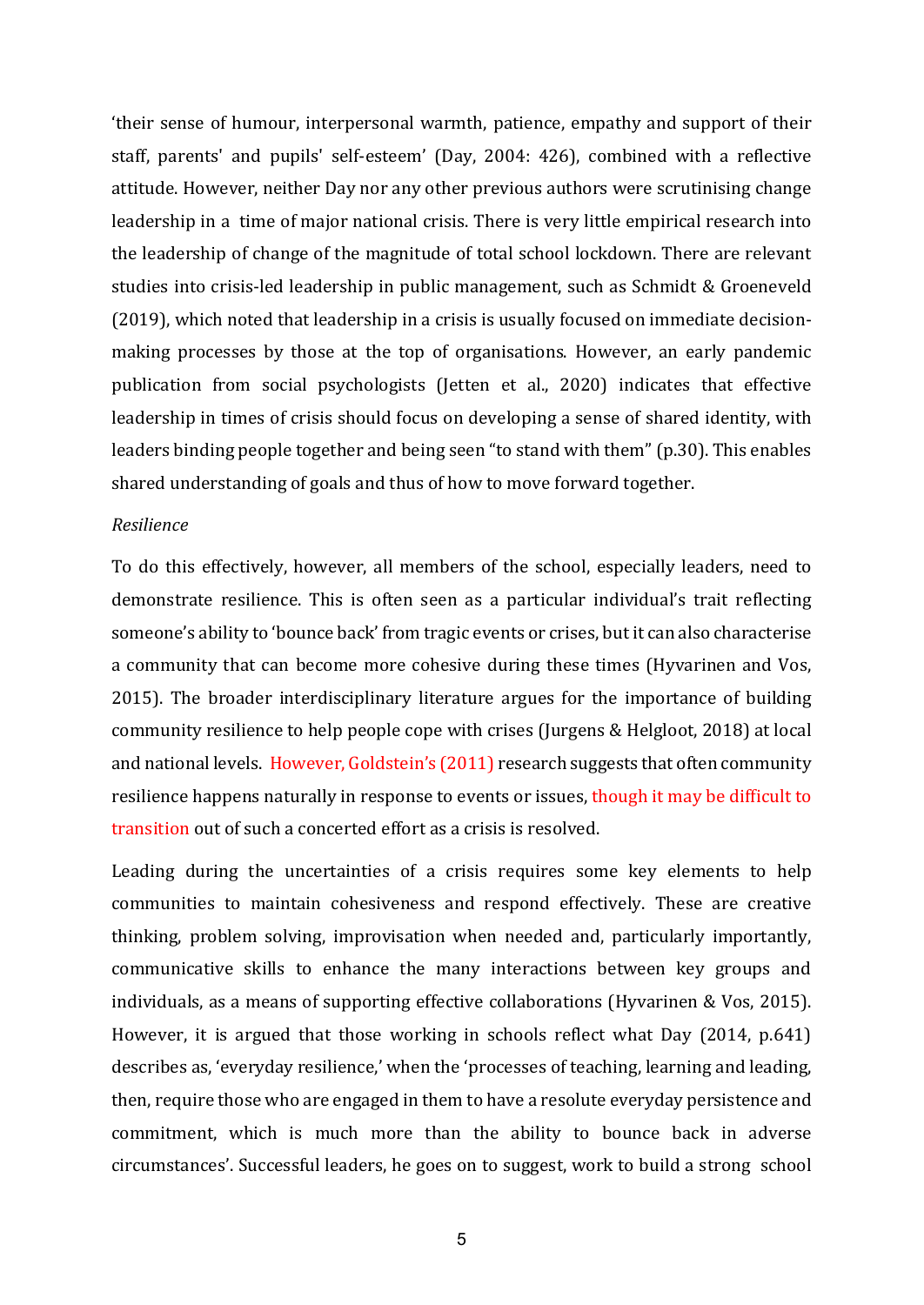'their sense of humour, interpersonal warmth, patience, empathy and support of their staff, parents' and pupils' self-esteem' (Day, 2004: 426), combined with a reflective attitude. However, neither Day nor any other previous authors were scrutinising change leadership in a time of major national crisis. There is very little empirical research into the leadership of change of the magnitude of total school lockdown. There are relevant studies into crisis-led leadership in public management, such as Schmidt & Groeneveld (2019), which noted that leadership in a crisis is usually focused on immediate decision-making processes by those at the top of organisations. However, an early pandemic publication from social psychologists (Jetten et al., 2020) indicates that effective leadership in times of crisis should focus on developing a sense of shared identity, with leaders binding people together and being seen "to stand with them" (p.30). This enables shared understanding of goals and thus of how to move forward together.

*Resilience*

To do this effectively, however, all members of the school, especially leaders, need to demonstrate resilience. This is often seen as a particular individual's trait reflecting someone's ability to 'bounce back' from tragic events or crises, but it can also characterise a community that can become more cohesive during these times (Hyvarinen and Vos, 2015). The broader interdisciplinary literature argues for the importance of building community resilience to help people cope with crises (Jurgens & Helgloot, 2018) at local and national levels. However, Goldstein's (2011) research suggests that often community resilience happens naturally in response to events or issues, though it may be difficult to transition out of such a concerted effort as a crisis is resolved.

Leading during the uncertainties of a crisis requires some key elements to help communities to maintain cohesiveness and respond effectively. These are creative thinking, problem solving, improvisation when needed and, particularly importantly, communicative skills to enhance the many interactions between key groups and individuals, as a means of supporting effective collaborations (Hyvarinen & Vos, 2015). However, it is argued that those working in schools reflect what Day (2014, p.641) describes as, 'everyday resilience,' when the 'processes of teaching, learning and leading, then, require those who are engaged in them to have a resolute everyday persistence and commitment, which is much more than the ability to bounce back in adverse circumstances'. Successful leaders, he goes on to suggest, work to build a strong school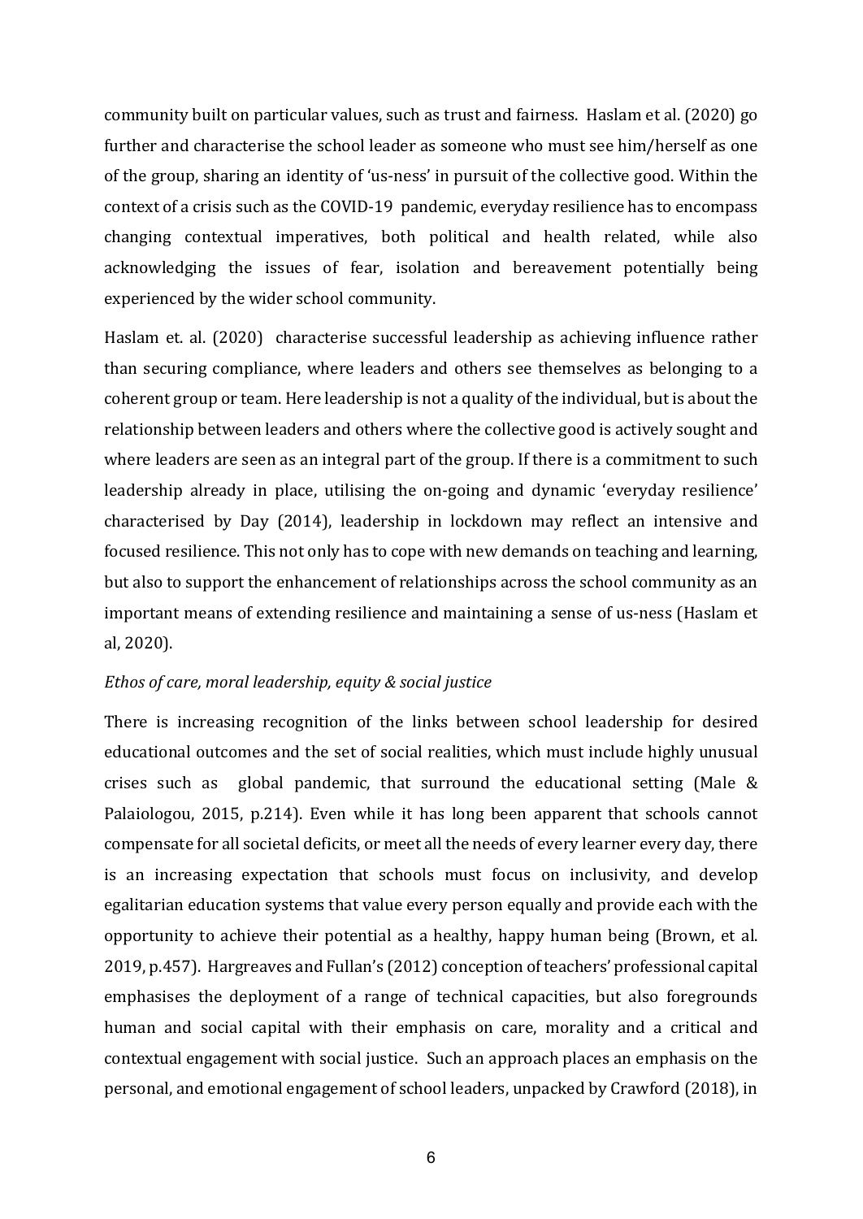community built on particular values, such as trust and fairness. Haslam et al. (2020) go further and characterise the school leader as someone who must see him/herself as one of the group, sharing an identity of 'us-ness' in pursuit of the collective good. Within the context of a crisis such as the COVID-19 pandemic, everyday resilience has to encompass changing contextual imperatives, both political and health related, while also acknowledging the issues of fear, isolation and bereavement potentially being experienced by the wider school community.

Haslam et. al. (2020) characterise successful leadership as achieving influence rather than securing compliance, where leaders and others see themselves as belonging to a coherent group or team. Here leadership is not a quality of the individual, but is about the relationship between leaders and others where the collective good is actively sought and where leaders are seen as an integral part of the group. If there is a commitment to such leadership already in place, utilising the on-going and dynamic 'everyday resilience' characterised by Day (2014), leadership in lockdown may reflect an intensive and focused resilience. This not only has to cope with new demands on teaching and learning, but also to support the enhancement of relationships across the school community as an important means of extending resilience and maintaining a sense of us-ness (Haslam et al, 2020).

*Ethos of care, moral leadership, equity & social justice*

There is increasing recognition of the links between school leadership for desired educational outcomes and the set of social realities, which must include highly unusual crises such as global pandemic, that surround the educational setting (Male & Palaiologou, 2015, p.214). Even while it has long been apparent that schools cannot compensate for all societal deficits, or meet all the needs of every learner every day, there is an increasing expectation that schools must focus on inclusivity, and develop egalitarian education systems that value every person equally and provide each with the opportunity to achieve their potential as a healthy, happy human being (Brown, et al. 2019, p.457). Hargreaves and Fullan's (2012) conception of teachers' professional capital emphasises the deployment of a range of technical capacities, but also foregrounds human and social capital with their emphasis on care, morality and a critical and contextual engagement with social justice. Such an approach places an emphasis on the personal, and emotional engagement of school leaders, unpacked by Crawford (2018), in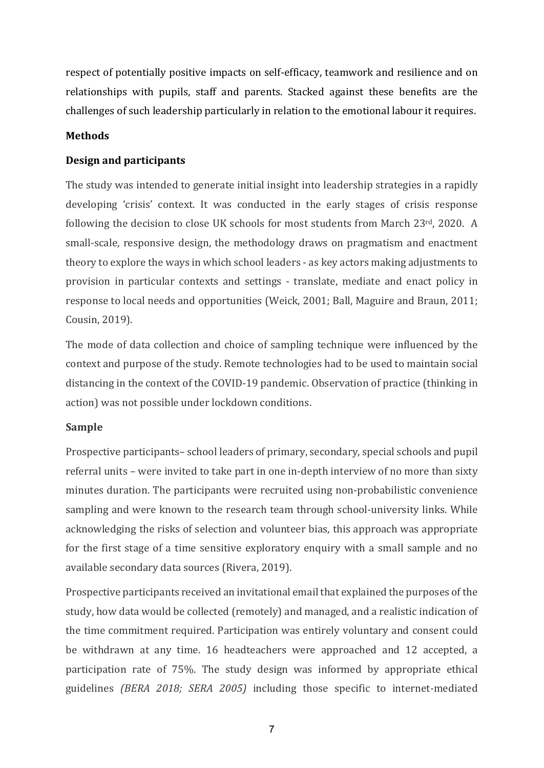respect of potentially positive impacts on self-efficacy, teamwork and resilience and on relationships with pupils, staff and parents. Stacked against these benefits are the challenges of such leadership particularly in relation to the emotional labour it requires.

## Methods

### Design and participants

The study was intended to generate initial insight into leadership strategies in a rapidly developing 'crisis' context. It was conducted in the early stages of crisis response following the decision to close UK schools for most students from March 23rd, 2020. A small-scale, responsive design, the methodology draws on pragmatism and enactment theory to explore the ways in which school leaders - as key actors making adjustments to provision in particular contexts and settings - translate, mediate and enact policy in response to local needs and opportunities (Weick, 2001; Ball, Maguire and Braun, 2011; Cousin, 2019).

The mode of data collection and choice of sampling technique were influenced by the context and purpose of the study. Remote technologies had to be used to maintain social distancing in the context of the COVID-19 pandemic. Observation of practice (thinking in action) was not possible under lockdown conditions.

### Sample

Prospective participants– school leaders of primary, secondary, special schools and pupil referral units – were invited to take part in one in-depth interview of no more than sixty minutes duration. The participants were recruited using non-probabilistic convenience sampling and were known to the research team through school-university links. While acknowledging the risks of selection and volunteer bias, this approach was appropriate for the first stage of a time sensitive exploratory enquiry with a small sample and no available secondary data sources (Rivera, 2019).

Prospective participants received an invitational email that explained the purposes of the study, how data would be collected (remotely) and managed, and a realistic indication of the time commitment required. Participation was entirely voluntary and consent could be withdrawn at any time. 16 headteachers were approached and 12 accepted, a participation rate of 75%. The study design was informed by appropriate ethical guidelines *(BERA 2018; SERA 2005)* including those specific to internet-mediated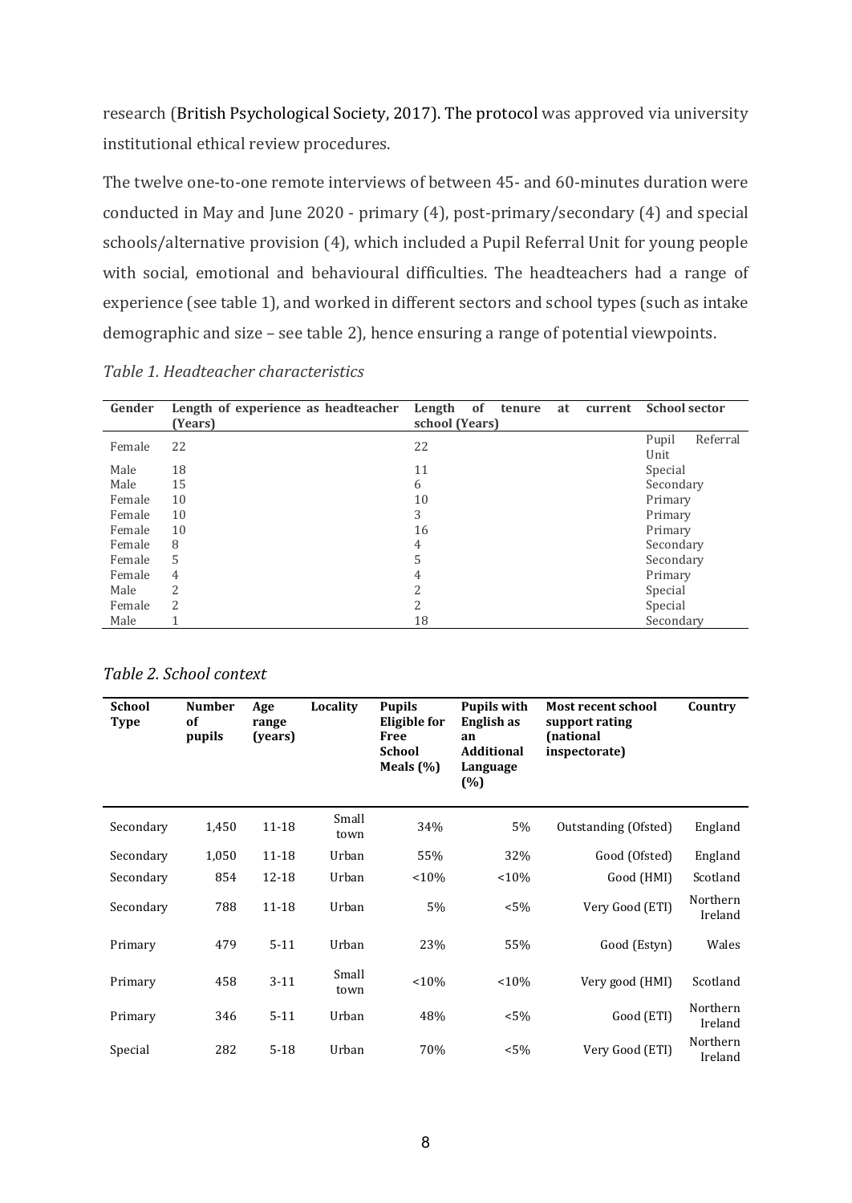research (British Psychological Society, 2017). The protocol was approved via university institutional ethical review procedures.

The twelve one-to-one remote interviews of between 45- and 60-minutes duration were conducted in May and June 2020 - primary (4), post-primary/secondary (4) and special schools/alternative provision (4), which included a Pupil Referral Unit for young people with social, emotional and behavioural difficulties. The headteachers had a range of experience (see table 1), and worked in different sectors and school types (such as intake demographic and size – see table 2), hence ensuring a range of potential viewpoints.

*Table 1. Headteacher characteristics*

| Gender | Length of experience as headteacher (Years) | Length of tenure at current school (Years) | School sector |
|---|---|---|---|
| Female | 22 | 22 | Pupil Referral Unit |
| Male | 18 | 11 | Special |
| Male | 15 | 6 | Secondary |
| Female | 10 | 10 | Primary |
| Female | 10 | 3 | Primary |
| Female | 10 | 16 | Primary |
| Female | 8 | 4 | Secondary |
| Female | 5 | 5 | Secondary |
| Female | 4 | 4 | Primary |
| Male | 2 | 2 | Special |
| Female | 2 | 2 | Special |
| Male | 1 | 18 | Secondary |

*Table 2. School context*

| School Type | Number of pupils | Age range (years) | Locality | Pupils Eligible for Free School Meals (%) | Pupils with English as an Additional Language (%) | Most recent school support rating (national inspectorate) | Country |
|---|---|---|---|---|---|---|---|
| Secondary | 1,450 | 11-18 | Small town | 34% | 5% | Outstanding (Ofsted) | England |
| Secondary | 1,050 | 11-18 | Urban | 55% | 32% | Good (Ofsted) | England |
| Secondary | 854 | 12-18 | Urban | <10% | <10% | Good (HMI) | Scotland |
| Secondary | 788 | 11-18 | Urban | 5% | <5% | Very Good (ETI) | Northern Ireland |
| Primary | 479 | 5-11 | Urban | 23% | 55% | Good (Estyn) | Wales |
| Primary | 458 | 3-11 | Small town | <10% | <10% | Very good (HMI) | Scotland |
| Primary | 346 | 5-11 | Urban | 48% | <5% | Good (ETI) | Northern Ireland |
| Special | 282 | 5-18 | Urban | 70% | <5% | Very Good (ETI) | Northern Ireland |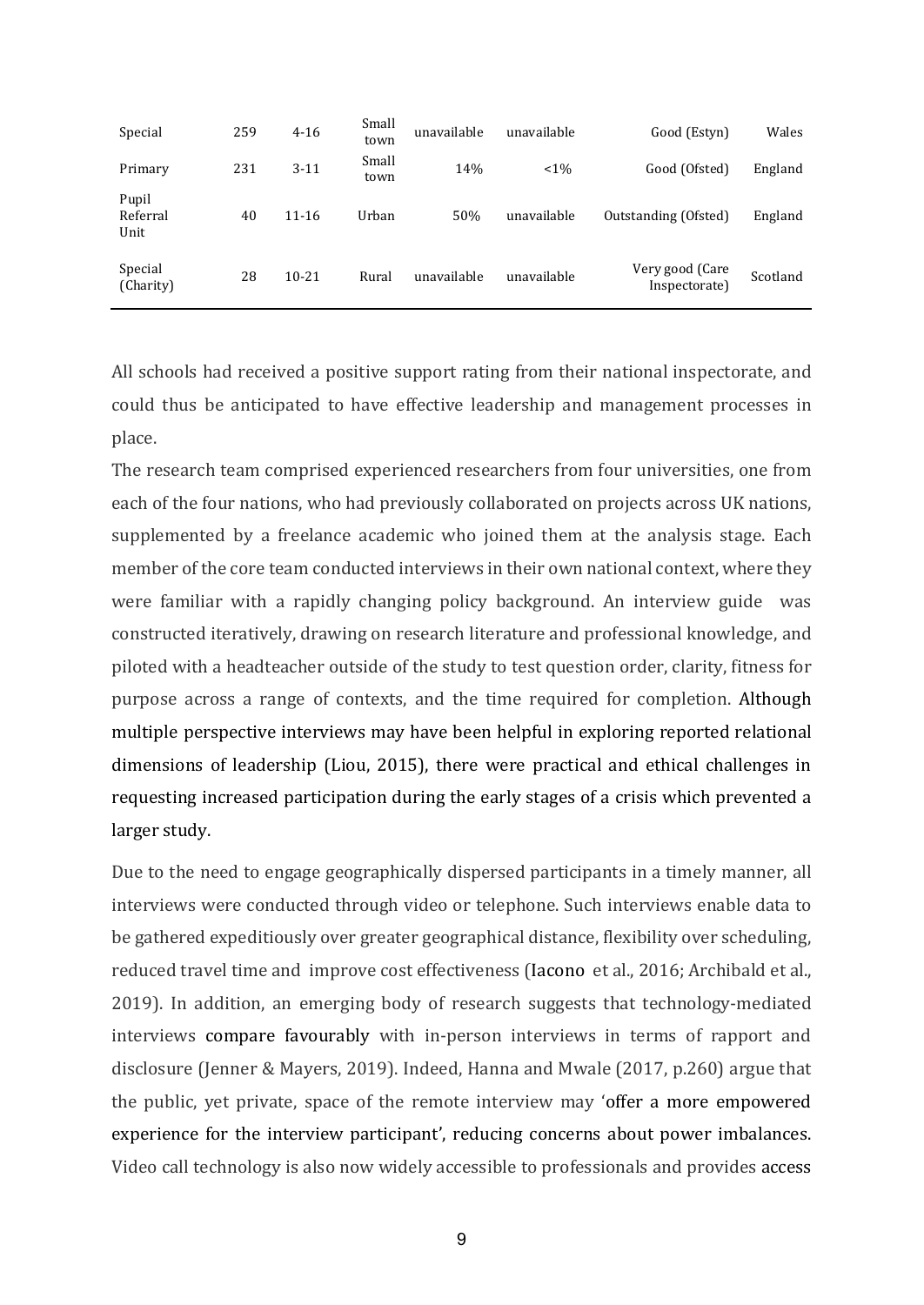| | | | | | | | |
|---|---|---|---|---|---|---|---|
| Special | 259 | 4-16 | Small town | unavailable | unavailable | Good (Estyn) | Wales |
| Primary | 231 | 3-11 | Small town | 14% | <1% | Good (Ofsted) | England |
| Pupil Referral Unit | 40 | 11-16 | Urban | 50% | unavailable | Outstanding (Ofsted) | England |
| Special (Charity) | 28 | 10-21 | Rural | unavailable | unavailable | Very good (Care Inspectorate) | Scotland |

All schools had received a positive support rating from their national inspectorate, and could thus be anticipated to have effective leadership and management processes in place.

The research team comprised experienced researchers from four universities, one from each of the four nations, who had previously collaborated on projects across UK nations, supplemented by a freelance academic who joined them at the analysis stage. Each member of the core team conducted interviews in their own national context, where they were familiar with a rapidly changing policy background. An interview guide was constructed iteratively, drawing on research literature and professional knowledge, and piloted with a headteacher outside of the study to test question order, clarity, fitness for purpose across a range of contexts, and the time required for completion. Although multiple perspective interviews may have been helpful in exploring reported relational dimensions of leadership (Liou, 2015), there were practical and ethical challenges in requesting increased participation during the early stages of a crisis which prevented a larger study.

Due to the need to engage geographically dispersed participants in a timely manner, all interviews were conducted through video or telephone. Such interviews enable data to be gathered expeditiously over greater geographical distance, flexibility over scheduling, reduced travel time and improve cost effectiveness (Iacono et al., 2016; Archibald et al., 2019). In addition, an emerging body of research suggests that technology-mediated interviews compare favourably with in-person interviews in terms of rapport and disclosure (Jenner & Mayers, 2019). Indeed, Hanna and Mwale (2017, p.260) argue that the public, yet private, space of the remote interview may 'offer a more empowered experience for the interview participant', reducing concerns about power imbalances. Video call technology is also now widely accessible to professionals and provides access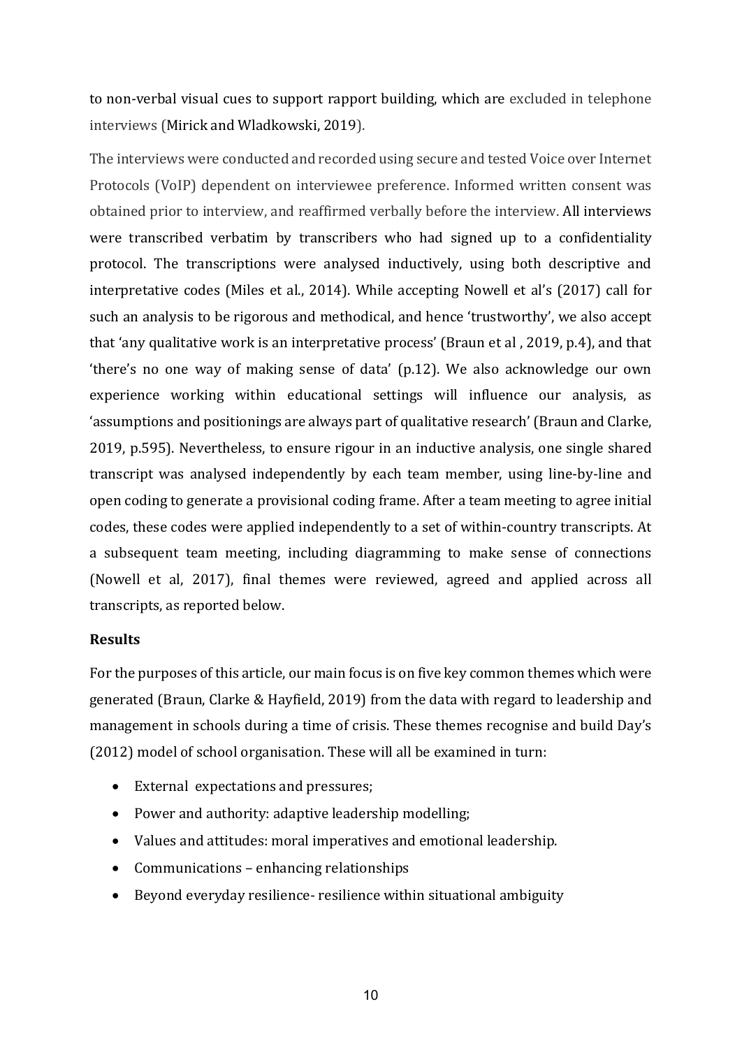to non-verbal visual cues to support rapport building, which are excluded in telephone interviews (Mirick and Wladkowski, 2019).

The interviews were conducted and recorded using secure and tested Voice over Internet Protocols (VoIP) dependent on interviewee preference. Informed written consent was obtained prior to interview, and reaffirmed verbally before the interview. All interviews were transcribed verbatim by transcribers who had signed up to a confidentiality protocol. The transcriptions were analysed inductively, using both descriptive and interpretative codes (Miles et al., 2014). While accepting Nowell et al's (2017) call for such an analysis to be rigorous and methodical, and hence 'trustworthy', we also accept that 'any qualitative work is an interpretative process' (Braun et al , 2019, p.4), and that 'there's no one way of making sense of data' (p.12). We also acknowledge our own experience working within educational settings will influence our analysis, as 'assumptions and positionings are always part of qualitative research' (Braun and Clarke, 2019, p.595). Nevertheless, to ensure rigour in an inductive analysis, one single shared transcript was analysed independently by each team member, using line-by-line and open coding to generate a provisional coding frame. After a team meeting to agree initial codes, these codes were applied independently to a set of within-country transcripts. At a subsequent team meeting, including diagramming to make sense of connections (Nowell et al, 2017), final themes were reviewed, agreed and applied across all transcripts, as reported below.

## Results

For the purposes of this article, our main focus is on five key common themes which were generated (Braun, Clarke & Hayfield, 2019) from the data with regard to leadership and management in schools during a time of crisis. These themes recognise and build Day's (2012) model of school organisation. These will all be examined in turn:

- External expectations and pressures;
- Power and authority: adaptive leadership modelling;
- Values and attitudes: moral imperatives and emotional leadership.
- Communications – enhancing relationships
- Beyond everyday resilience- resilience within situational ambiguity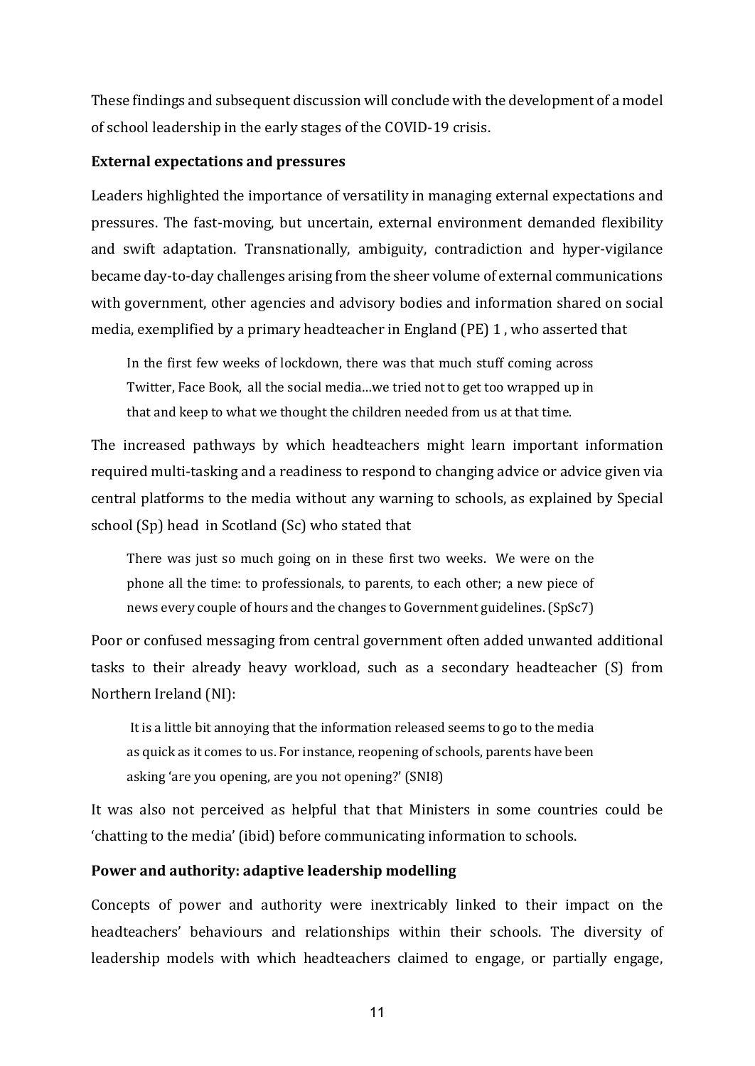These findings and subsequent discussion will conclude with the development of a model of school leadership in the early stages of the COVID-19 crisis.

**External expectations and pressures**

Leaders highlighted the importance of versatility in managing external expectations and pressures. The fast-moving, but uncertain, external environment demanded flexibility and swift adaptation. Transnationally, ambiguity, contradiction and hyper-vigilance became day-to-day challenges arising from the sheer volume of external communications with government, other agencies and advisory bodies and information shared on social media, exemplified by a primary headteacher in England (PE) 1 , who asserted that

> In the first few weeks of lockdown, there was that much stuff coming across Twitter, Face Book, all the social media…we tried not to get too wrapped up in that and keep to what we thought the children needed from us at that time.

The increased pathways by which headteachers might learn important information required multi-tasking and a readiness to respond to changing advice or advice given via central platforms to the media without any warning to schools, as explained by Special school (Sp) head in Scotland (Sc) who stated that

> There was just so much going on in these first two weeks. We were on the phone all the time: to professionals, to parents, to each other; a new piece of news every couple of hours and the changes to Government guidelines. (SpSc7)

Poor or confused messaging from central government often added unwanted additional tasks to their already heavy workload, such as a secondary headteacher (S) from Northern Ireland (NI):

> It is a little bit annoying that the information released seems to go to the media as quick as it comes to us. For instance, reopening of schools, parents have been asking 'are you opening, are you not opening?' (SNI8)

It was also not perceived as helpful that that Ministers in some countries could be 'chatting to the media' (ibid) before communicating information to schools.

**Power and authority: adaptive leadership modelling**

Concepts of power and authority were inextricably linked to their impact on the headteachers' behaviours and relationships within their schools. The diversity of leadership models with which headteachers claimed to engage, or partially engage,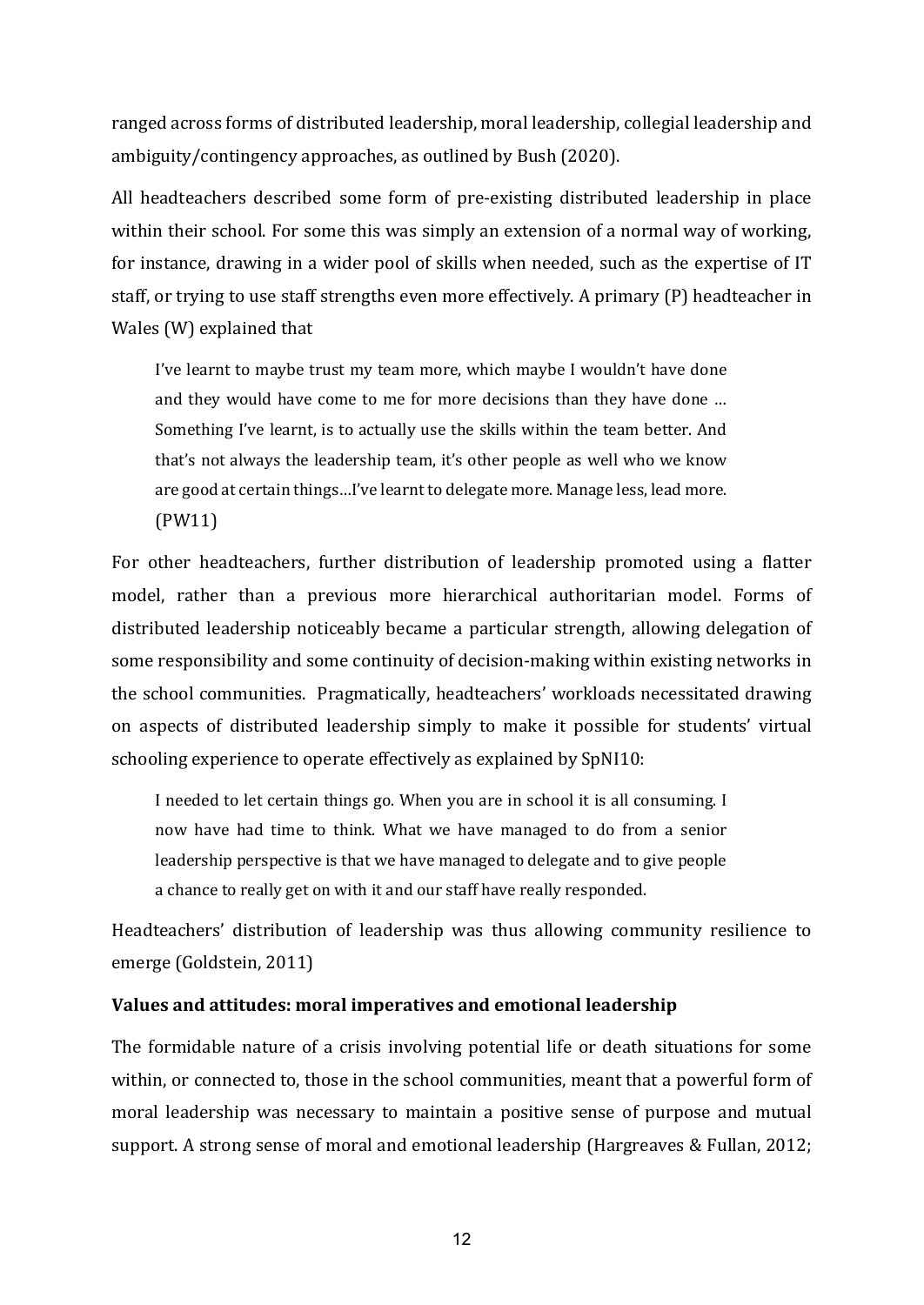ranged across forms of distributed leadership, moral leadership, collegial leadership and ambiguity/contingency approaches, as outlined by Bush (2020).

All headteachers described some form of pre-existing distributed leadership in place within their school. For some this was simply an extension of a normal way of working, for instance, drawing in a wider pool of skills when needed, such as the expertise of IT staff, or trying to use staff strengths even more effectively. A primary (P) headteacher in Wales (W) explained that

> I've learnt to maybe trust my team more, which maybe I wouldn't have done and they would have come to me for more decisions than they have done … Something I've learnt, is to actually use the skills within the team better. And that's not always the leadership team, it's other people as well who we know are good at certain things…I've learnt to delegate more. Manage less, lead more. (PW11)

For other headteachers, further distribution of leadership promoted using a flatter model, rather than a previous more hierarchical authoritarian model. Forms of distributed leadership noticeably became a particular strength, allowing delegation of some responsibility and some continuity of decision-making within existing networks in the school communities. Pragmatically, headteachers' workloads necessitated drawing on aspects of distributed leadership simply to make it possible for students' virtual schooling experience to operate effectively as explained by SpNI10:

> I needed to let certain things go. When you are in school it is all consuming. I now have had time to think. What we have managed to do from a senior leadership perspective is that we have managed to delegate and to give people a chance to really get on with it and our staff have really responded.

Headteachers' distribution of leadership was thus allowing community resilience to emerge (Goldstein, 2011)

**Values and attitudes: moral imperatives and emotional leadership**

The formidable nature of a crisis involving potential life or death situations for some within, or connected to, those in the school communities, meant that a powerful form of moral leadership was necessary to maintain a positive sense of purpose and mutual support. A strong sense of moral and emotional leadership (Hargreaves & Fullan, 2012;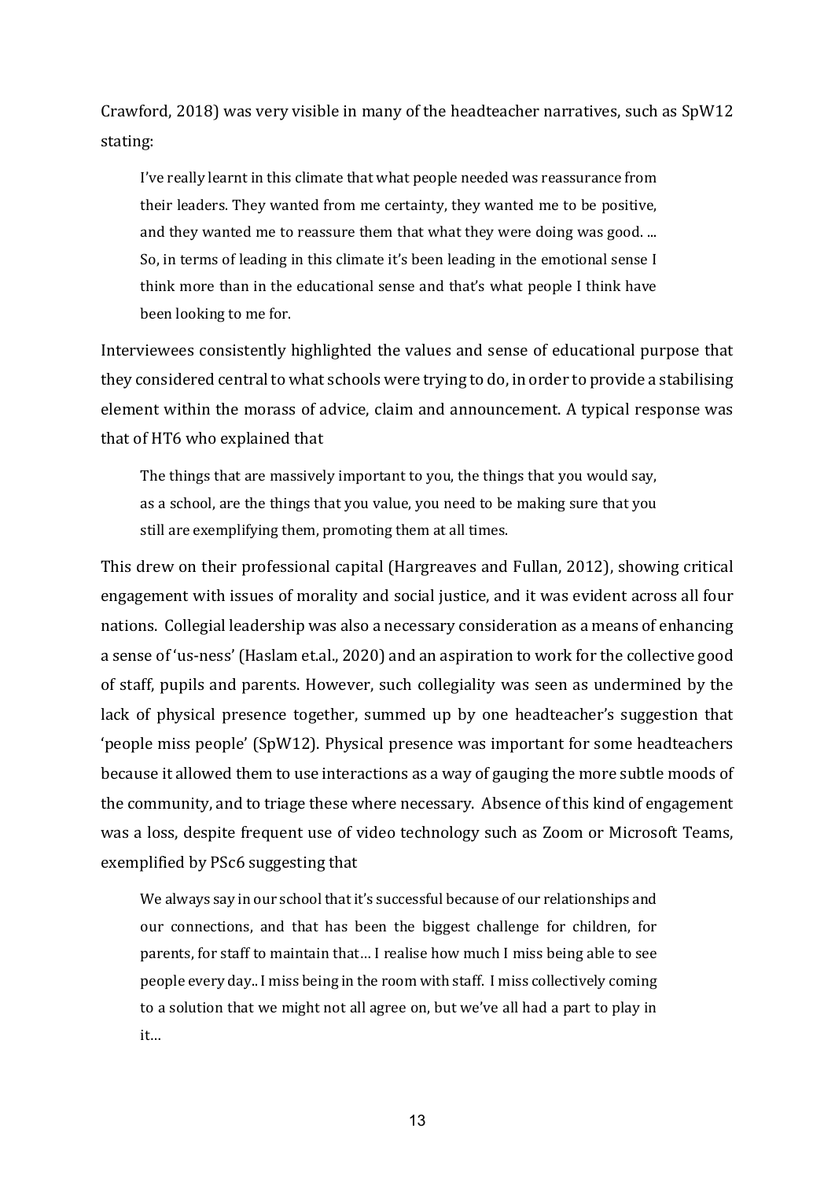Crawford, 2018) was very visible in many of the headteacher narratives, such as SpW12 stating:

> I've really learnt in this climate that what people needed was reassurance from their leaders. They wanted from me certainty, they wanted me to be positive, and they wanted me to reassure them that what they were doing was good. ... So, in terms of leading in this climate it's been leading in the emotional sense I think more than in the educational sense and that's what people I think have been looking to me for.

Interviewees consistently highlighted the values and sense of educational purpose that they considered central to what schools were trying to do, in order to provide a stabilising element within the morass of advice, claim and announcement. A typical response was that of HT6 who explained that

> The things that are massively important to you, the things that you would say, as a school, are the things that you value, you need to be making sure that you still are exemplifying them, promoting them at all times.

This drew on their professional capital (Hargreaves and Fullan, 2012), showing critical engagement with issues of morality and social justice, and it was evident across all four nations. Collegial leadership was also a necessary consideration as a means of enhancing a sense of 'us-ness' (Haslam et.al., 2020) and an aspiration to work for the collective good of staff, pupils and parents. However, such collegiality was seen as undermined by the lack of physical presence together, summed up by one headteacher's suggestion that 'people miss people' (SpW12). Physical presence was important for some headteachers because it allowed them to use interactions as a way of gauging the more subtle moods of the community, and to triage these where necessary. Absence of this kind of engagement was a loss, despite frequent use of video technology such as Zoom or Microsoft Teams, exemplified by PSc6 suggesting that

> We always say in our school that it's successful because of our relationships and our connections, and that has been the biggest challenge for children, for parents, for staff to maintain that… I realise how much I miss being able to see people every day.. I miss being in the room with staff. I miss collectively coming to a solution that we might not all agree on, but we've all had a part to play in it…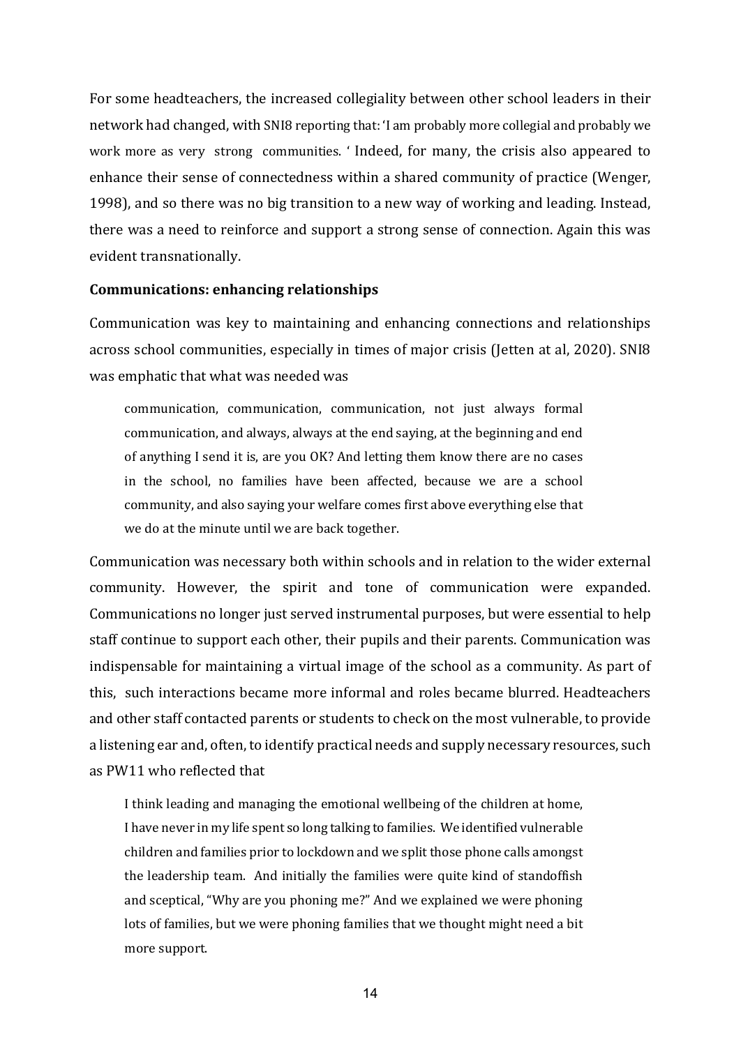For some headteachers, the increased collegiality between other school leaders in their network had changed, with SNI8 reporting that: 'I am probably more collegial and probably we work more as very strong communities. ' Indeed, for many, the crisis also appeared to enhance their sense of connectedness within a shared community of practice (Wenger, 1998), and so there was no big transition to a new way of working and leading. Instead, there was a need to reinforce and support a strong sense of connection. Again this was evident transnationally.

**Communications: enhancing relationships**

Communication was key to maintaining and enhancing connections and relationships across school communities, especially in times of major crisis (Jetten at al, 2020). SNI8 was emphatic that what was needed was

> communication, communication, communication, not just always formal communication, and always, always at the end saying, at the beginning and end of anything I send it is, are you OK? And letting them know there are no cases in the school, no families have been affected, because we are a school community, and also saying your welfare comes first above everything else that we do at the minute until we are back together.

Communication was necessary both within schools and in relation to the wider external community. However, the spirit and tone of communication were expanded. Communications no longer just served instrumental purposes, but were essential to help staff continue to support each other, their pupils and their parents. Communication was indispensable for maintaining a virtual image of the school as a community. As part of this, such interactions became more informal and roles became blurred. Headteachers and other staff contacted parents or students to check on the most vulnerable, to provide a listening ear and, often, to identify practical needs and supply necessary resources, such as PW11 who reflected that

> I think leading and managing the emotional wellbeing of the children at home, I have never in my life spent so long talking to families. We identified vulnerable children and families prior to lockdown and we split those phone calls amongst the leadership team. And initially the families were quite kind of standoffish and sceptical, "Why are you phoning me?" And we explained we were phoning lots of families, but we were phoning families that we thought might need a bit more support.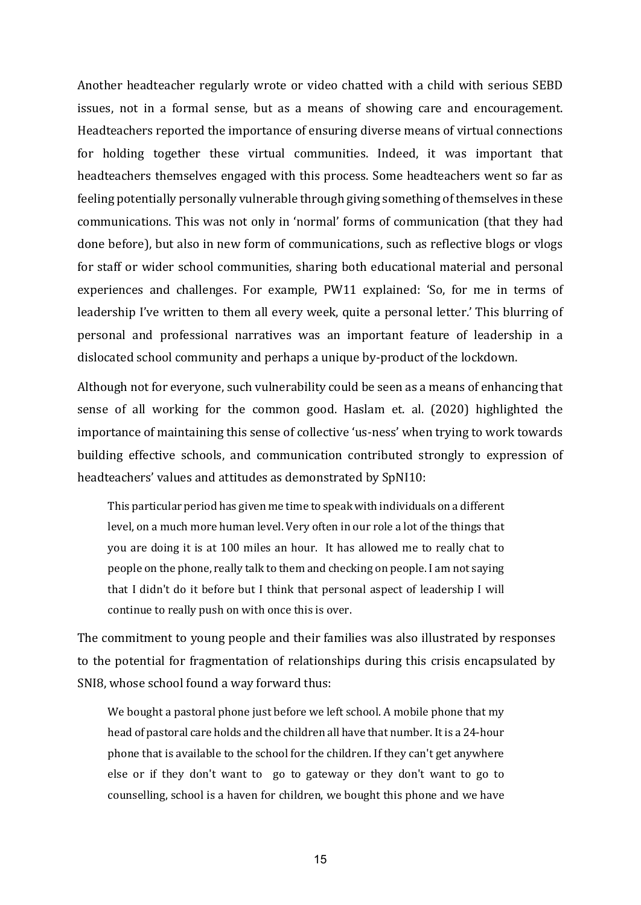Another headteacher regularly wrote or video chatted with a child with serious SEBD issues, not in a formal sense, but as a means of showing care and encouragement. Headteachers reported the importance of ensuring diverse means of virtual connections for holding together these virtual communities. Indeed, it was important that headteachers themselves engaged with this process. Some headteachers went so far as feeling potentially personally vulnerable through giving something of themselves in these communications. This was not only in 'normal' forms of communication (that they had done before), but also in new form of communications, such as reflective blogs or vlogs for staff or wider school communities, sharing both educational material and personal experiences and challenges. For example, PW11 explained: 'So, for me in terms of leadership I've written to them all every week, quite a personal letter.' This blurring of personal and professional narratives was an important feature of leadership in a dislocated school community and perhaps a unique by-product of the lockdown.

Although not for everyone, such vulnerability could be seen as a means of enhancing that sense of all working for the common good. Haslam et. al. (2020) highlighted the importance of maintaining this sense of collective 'us-ness' when trying to work towards building effective schools, and communication contributed strongly to expression of headteachers' values and attitudes as demonstrated by SpNI10:

> This particular period has given me time to speak with individuals on a different level, on a much more human level. Very often in our role a lot of the things that you are doing it is at 100 miles an hour. It has allowed me to really chat to people on the phone, really talk to them and checking on people. I am not saying that I didn't do it before but I think that personal aspect of leadership I will continue to really push on with once this is over.

The commitment to young people and their families was also illustrated by responses to the potential for fragmentation of relationships during this crisis encapsulated by SNI8, whose school found a way forward thus:

> We bought a pastoral phone just before we left school. A mobile phone that my head of pastoral care holds and the children all have that number. It is a 24-hour phone that is available to the school for the children. If they can't get anywhere else or if they don't want to go to gateway or they don't want to go to counselling, school is a haven for children, we bought this phone and we have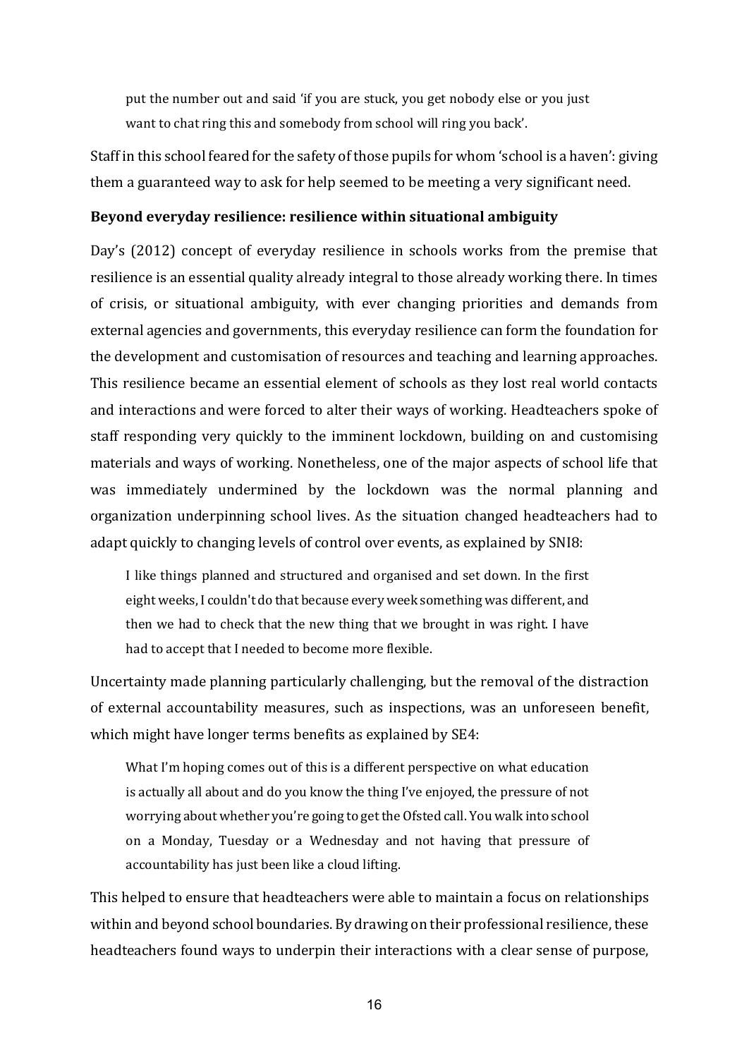> put the number out and said 'if you are stuck, you get nobody else or you just want to chat ring this and somebody from school will ring you back'.

Staff in this school feared for the safety of those pupils for whom 'school is a haven': giving them a guaranteed way to ask for help seemed to be meeting a very significant need.

**Beyond everyday resilience: resilience within situational ambiguity**

Day's (2012) concept of everyday resilience in schools works from the premise that resilience is an essential quality already integral to those already working there. In times of crisis, or situational ambiguity, with ever changing priorities and demands from external agencies and governments, this everyday resilience can form the foundation for the development and customisation of resources and teaching and learning approaches. This resilience became an essential element of schools as they lost real world contacts and interactions and were forced to alter their ways of working. Headteachers spoke of staff responding very quickly to the imminent lockdown, building on and customising materials and ways of working. Nonetheless, one of the major aspects of school life that was immediately undermined by the lockdown was the normal planning and organization underpinning school lives. As the situation changed headteachers had to adapt quickly to changing levels of control over events, as explained by SNI8:

> I like things planned and structured and organised and set down. In the first eight weeks, I couldn't do that because every week something was different, and then we had to check that the new thing that we brought in was right. I have had to accept that I needed to become more flexible.

Uncertainty made planning particularly challenging, but the removal of the distraction of external accountability measures, such as inspections, was an unforeseen benefit, which might have longer terms benefits as explained by SE4:

> What I'm hoping comes out of this is a different perspective on what education is actually all about and do you know the thing I've enjoyed, the pressure of not worrying about whether you're going to get the Ofsted call. You walk into school on a Monday, Tuesday or a Wednesday and not having that pressure of accountability has just been like a cloud lifting.

This helped to ensure that headteachers were able to maintain a focus on relationships within and beyond school boundaries. By drawing on their professional resilience, these headteachers found ways to underpin their interactions with a clear sense of purpose,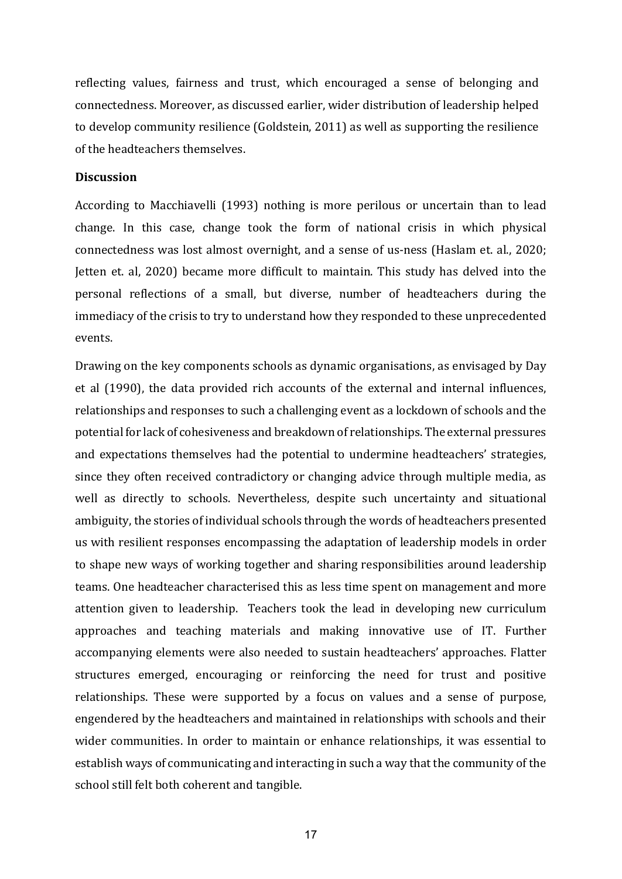reflecting values, fairness and trust, which encouraged a sense of belonging and connectedness. Moreover, as discussed earlier, wider distribution of leadership helped to develop community resilience (Goldstein, 2011) as well as supporting the resilience of the headteachers themselves.

**Discussion**

According to Macchiavelli (1993) nothing is more perilous or uncertain than to lead change. In this case, change took the form of national crisis in which physical connectedness was lost almost overnight, and a sense of us-ness (Haslam et. al., 2020; Jetten et. al, 2020) became more difficult to maintain. This study has delved into the personal reflections of a small, but diverse, number of headteachers during the immediacy of the crisis to try to understand how they responded to these unprecedented events.

Drawing on the key components schools as dynamic organisations, as envisaged by Day et al (1990), the data provided rich accounts of the external and internal influences, relationships and responses to such a challenging event as a lockdown of schools and the potential for lack of cohesiveness and breakdown of relationships. The external pressures and expectations themselves had the potential to undermine headteachers' strategies, since they often received contradictory or changing advice through multiple media, as well as directly to schools. Nevertheless, despite such uncertainty and situational ambiguity, the stories of individual schools through the words of headteachers presented us with resilient responses encompassing the adaptation of leadership models in order to shape new ways of working together and sharing responsibilities around leadership teams. One headteacher characterised this as less time spent on management and more attention given to leadership. Teachers took the lead in developing new curriculum approaches and teaching materials and making innovative use of IT. Further accompanying elements were also needed to sustain headteachers' approaches. Flatter structures emerged, encouraging or reinforcing the need for trust and positive relationships. These were supported by a focus on values and a sense of purpose, engendered by the headteachers and maintained in relationships with schools and their wider communities. In order to maintain or enhance relationships, it was essential to establish ways of communicating and interacting in such a way that the community of the school still felt both coherent and tangible.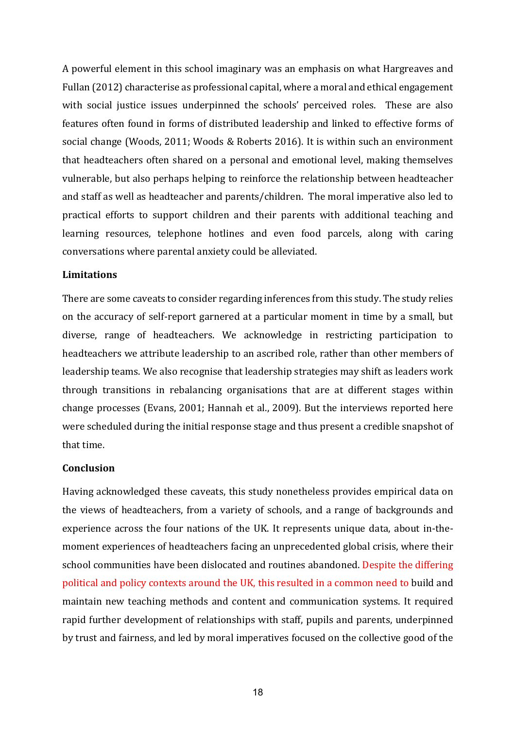A powerful element in this school imaginary was an emphasis on what Hargreaves and Fullan (2012) characterise as professional capital, where a moral and ethical engagement with social justice issues underpinned the schools' perceived roles. These are also features often found in forms of distributed leadership and linked to effective forms of social change (Woods, 2011; Woods & Roberts 2016). It is within such an environment that headteachers often shared on a personal and emotional level, making themselves vulnerable, but also perhaps helping to reinforce the relationship between headteacher and staff as well as headteacher and parents/children. The moral imperative also led to practical efforts to support children and their parents with additional teaching and learning resources, telephone hotlines and even food parcels, along with caring conversations where parental anxiety could be alleviated.

**Limitations**

There are some caveats to consider regarding inferences from this study. The study relies on the accuracy of self-report garnered at a particular moment in time by a small, but diverse, range of headteachers. We acknowledge in restricting participation to headteachers we attribute leadership to an ascribed role, rather than other members of leadership teams. We also recognise that leadership strategies may shift as leaders work through transitions in rebalancing organisations that are at different stages within change processes (Evans, 2001; Hannah et al., 2009). But the interviews reported here were scheduled during the initial response stage and thus present a credible snapshot of that time.

**Conclusion**

Having acknowledged these caveats, this study nonetheless provides empirical data on the views of headteachers, from a variety of schools, and a range of backgrounds and experience across the four nations of the UK. It represents unique data, about in-the-moment experiences of headteachers facing an unprecedented global crisis, where their school communities have been dislocated and routines abandoned. Despite the differing political and policy contexts around the UK, this resulted in a common need to build and maintain new teaching methods and content and communication systems. It required rapid further development of relationships with staff, pupils and parents, underpinned by trust and fairness, and led by moral imperatives focused on the collective good of the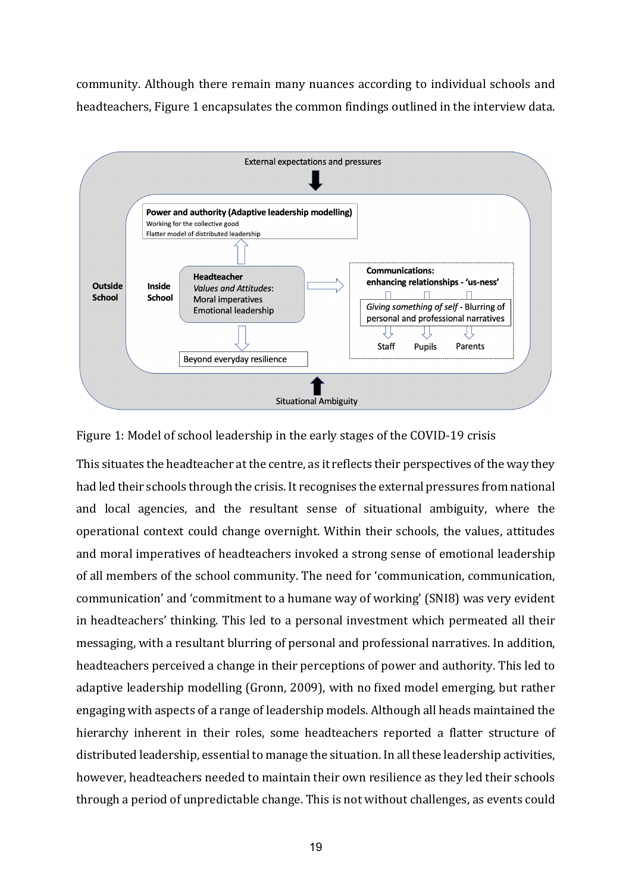community. Although there remain many nuances according to individual schools and headteachers, Figure 1 encapsulates the common findings outlined in the interview data.

Figure 1: Model of school leadership in the early stages of the COVID-19 crisis

This situates the headteacher at the centre, as it reflects their perspectives of the way they had led their schools through the crisis. It recognises the external pressures from national and local agencies, and the resultant sense of situational ambiguity, where the operational context could change overnight. Within their schools, the values, attitudes and moral imperatives of headteachers invoked a strong sense of emotional leadership of all members of the school community. The need for 'communication, communication, communication' and 'commitment to a humane way of working' (SNI8) was very evident in headteachers' thinking. This led to a personal investment which permeated all their messaging, with a resultant blurring of personal and professional narratives. In addition, headteachers perceived a change in their perceptions of power and authority. This led to adaptive leadership modelling (Gronn, 2009), with no fixed model emerging, but rather engaging with aspects of a range of leadership models. Although all heads maintained the hierarchy inherent in their roles, some headteachers reported a flatter structure of distributed leadership, essential to manage the situation. In all these leadership activities, however, headteachers needed to maintain their own resilience as they led their schools through a period of unpredictable change. This is not without challenges, as events could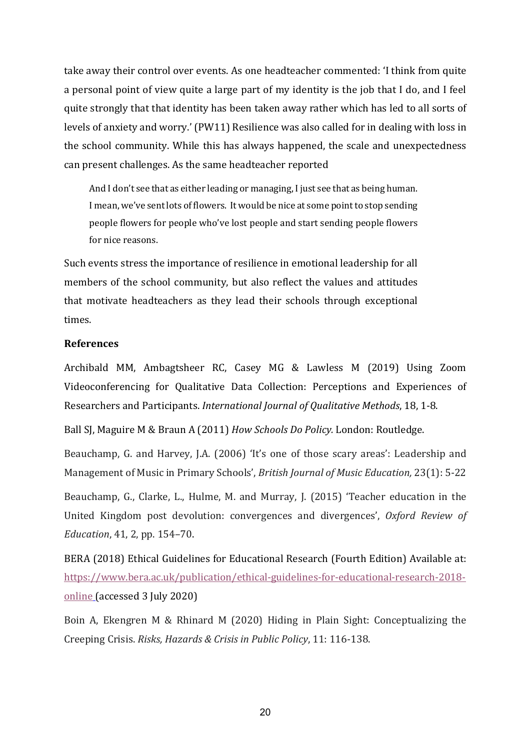take away their control over events. As one headteacher commented: 'I think from quite a personal point of view quite a large part of my identity is the job that I do, and I feel quite strongly that that identity has been taken away rather which has led to all sorts of levels of anxiety and worry.' (PW11) Resilience was also called for in dealing with loss in the school community. While this has always happened, the scale and unexpectedness can present challenges. As the same headteacher reported

> And I don't see that as either leading or managing, I just see that as being human. I mean, we've sent lots of flowers. It would be nice at some point to stop sending people flowers for people who've lost people and start sending people flowers for nice reasons.

Such events stress the importance of resilience in emotional leadership for all members of the school community, but also reflect the values and attitudes that motivate headteachers as they lead their schools through exceptional times.

## References

Archibald MM, Ambagtsheer RC, Casey MG & Lawless M (2019) Using Zoom Videoconferencing for Qualitative Data Collection: Perceptions and Experiences of Researchers and Participants. *International Journal of Qualitative Methods*, 18, 1-8.

Ball SJ, Maguire M & Braun A (2011) *How Schools Do Policy.* London: Routledge.

Beauchamp, G. and Harvey, J.A. (2006) 'It's one of those scary areas': Leadership and Management of Music in Primary Schools', *British Journal of Music Education,* 23(1): 5-22

Beauchamp, G., Clarke, L., Hulme, M. and Murray, J. (2015) 'Teacher education in the United Kingdom post devolution: convergences and divergences', *Oxford Review of Education*, 41, 2, pp. 154–70.

BERA (2018) Ethical Guidelines for Educational Research (Fourth Edition) Available at: https://www.bera.ac.uk/publication/ethical-guidelines-for-educational-research-2018-online (accessed 3 July 2020)

Boin A, Ekengren M & Rhinard M (2020) Hiding in Plain Sight: Conceptualizing the Creeping Crisis. *Risks, Hazards & Crisis in Public Policy*, 11: 116-138.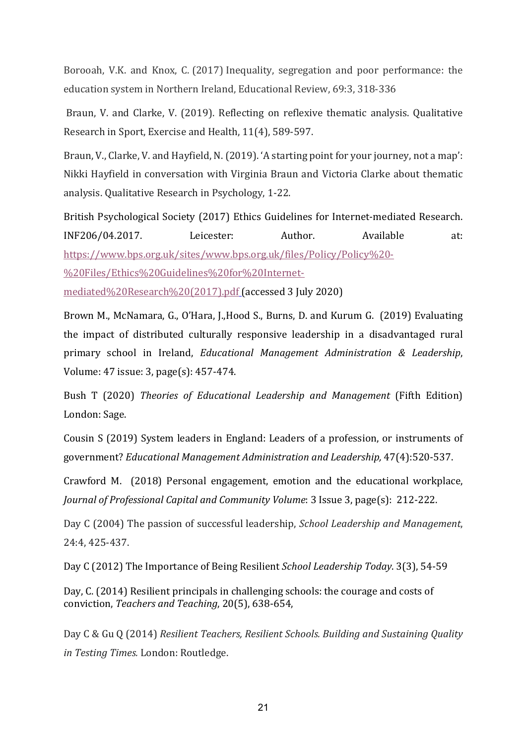Borooah, V.K. and Knox, C. (2017) Inequality, segregation and poor performance: the education system in Northern Ireland, Educational Review, 69:3, 318-336

Braun, V. and Clarke, V. (2019). Reflecting on reflexive thematic analysis. Qualitative Research in Sport, Exercise and Health, 11(4), 589-597.

Braun, V., Clarke, V. and Hayfield, N. (2019). 'A starting point for your journey, not a map': Nikki Hayfield in conversation with Virginia Braun and Victoria Clarke about thematic analysis. Qualitative Research in Psychology, 1-22.

British Psychological Society (2017) Ethics Guidelines for Internet-mediated Research. INF206/04.2017. Leicester: Author. Available at: https://www.bps.org.uk/sites/www.bps.org.uk/files/Policy/Policy%20-%20Files/Ethics%20Guidelines%20for%20Internet-mediated%20Research%20(2017).pdf (accessed 3 July 2020)

Brown M., McNamara, G., O'Hara, J.,Hood S., Burns, D. and Kurum G. (2019) Evaluating the impact of distributed culturally responsive leadership in a disadvantaged rural primary school in Ireland, *Educational Management Administration & Leadership*, Volume: 47 issue: 3, page(s): 457-474.

Bush T (2020) *Theories of Educational Leadership and Management* (Fifth Edition) London: Sage.

Cousin S (2019) System leaders in England: Leaders of a profession, or instruments of government? *Educational Management Administration and Leadership,* 47(4):520-537.

Crawford M. (2018) Personal engagement, emotion and the educational workplace, *Journal of Professional Capital and Community Volume*: 3 Issue 3, page(s): 212-222.

Day C (2004) The passion of successful leadership, *School Leadership and Management*, 24:4, 425-437.

Day C (2012) The Importance of Being Resilient *School Leadership Today*. 3(3), 54-59

Day, C. (2014) Resilient principals in challenging schools: the courage and costs of conviction, *Teachers and Teaching*, 20(5), 638-654,

Day C & Gu Q (2014) *Resilient Teachers, Resilient Schools. Building and Sustaining Quality in Testing Times.* London: Routledge.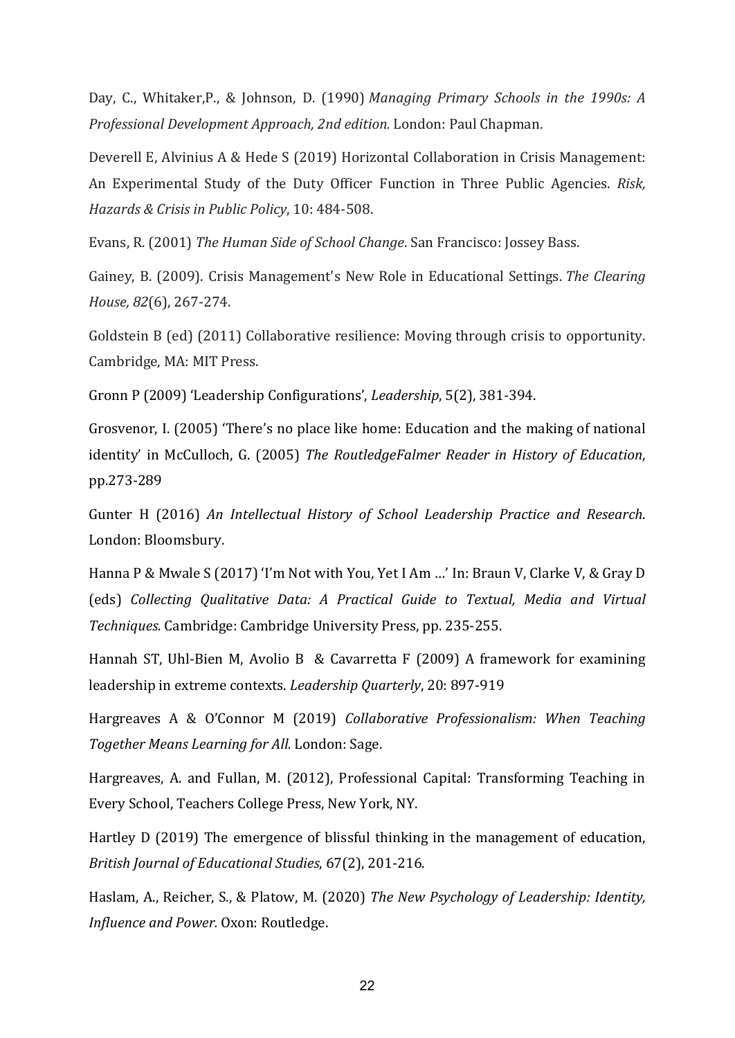Day, C., Whitaker,P., & Johnson, D. (1990) *Managing Primary Schools in the 1990s: A Professional Development Approach, 2nd edition.* London: Paul Chapman.

Deverell E, Alvinius A & Hede S (2019) Horizontal Collaboration in Crisis Management: An Experimental Study of the Duty Officer Function in Three Public Agencies. *Risk, Hazards & Crisis in Public Policy*, 10: 484-508.

Evans, R. (2001) *The Human Side of School Change*. San Francisco: Jossey Bass.

Gainey, B. (2009). Crisis Management's New Role in Educational Settings. *The Clearing House, 82*(6), 267-274.

Goldstein B (ed) (2011) Collaborative resilience: Moving through crisis to opportunity. Cambridge, MA: MIT Press.

Gronn P (2009) 'Leadership Configurations', *Leadership*, 5(2), 381-394.

Grosvenor, I. (2005) 'There's no place like home: Education and the making of national identity' in McCulloch, G. (2005) *The RoutledgeFalmer Reader in History of Education*, pp.273-289

Gunter H (2016) *An Intellectual History of School Leadership Practice and Research*. London: Bloomsbury.

Hanna P & Mwale S (2017) 'I'm Not with You, Yet I Am …' In: Braun V, Clarke V, & Gray D (eds) *Collecting Qualitative Data: A Practical Guide to Textual, Media and Virtual Techniques.* Cambridge: Cambridge University Press, pp. 235-255.

Hannah ST, Uhl-Bien M, Avolio B & Cavarretta F (2009) A framework for examining leadership in extreme contexts. *Leadership Quarterly*, 20: 897-919

Hargreaves A & O'Connor M (2019) *Collaborative Professionalism: When Teaching Together Means Learning for All.* London: Sage.

Hargreaves, A. and Fullan, M. (2012), Professional Capital: Transforming Teaching in Every School, Teachers College Press, New York, NY.

Hartley D (2019) The emergence of blissful thinking in the management of education, *British Journal of Educational Studies*, 67(2), 201-216.

Haslam, A., Reicher, S., & Platow, M. (2020) *The New Psychology of Leadership: Identity, Influence and Power.* Oxon: Routledge.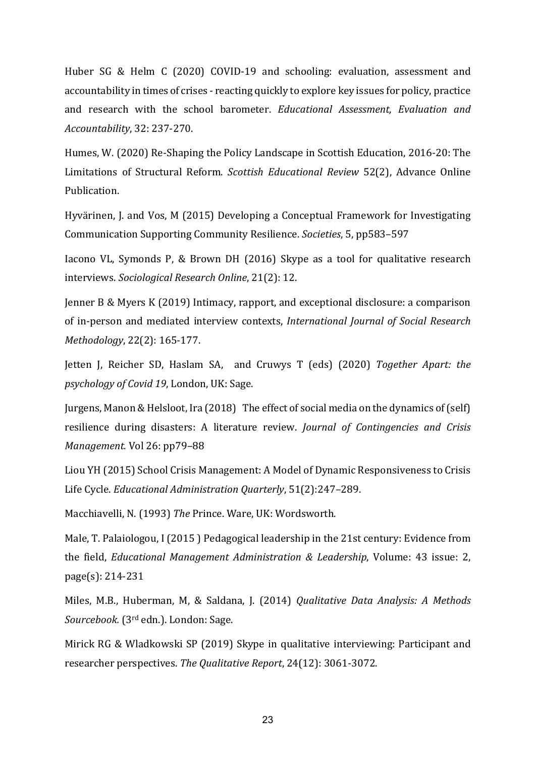Huber SG & Helm C (2020) COVID-19 and schooling: evaluation, assessment and accountability in times of crises - reacting quickly to explore key issues for policy, practice and research with the school barometer. *Educational Assessment, Evaluation and Accountability*, 32: 237-270.

Humes, W. (2020) Re-Shaping the Policy Landscape in Scottish Education, 2016-20: The Limitations of Structural Reform. *Scottish Educational Review* 52(2), Advance Online Publication.

Hyvärinen, J. and Vos, M (2015) Developing a Conceptual Framework for Investigating Communication Supporting Community Resilience. *Societies*, 5, pp583–597

Iacono VL, Symonds P, & Brown DH (2016) Skype as a tool for qualitative research interviews. *Sociological Research Online*, 21(2): 12.

Jenner B & Myers K (2019) Intimacy, rapport, and exceptional disclosure: a comparison of in-person and mediated interview contexts, *International Journal of Social Research Methodology*, 22(2): 165-177.

Jetten J, Reicher SD, Haslam SA, and Cruwys T (eds) (2020) *Together Apart: the psychology of Covid 19*, London, UK: Sage.

Jurgens, Manon & Helsloot, Ira (2018) The effect of social media on the dynamics of (self) resilience during disasters: A literature review. *Journal of Contingencies and Crisis Management*. Vol 26: pp79–88

Liou YH (2015) School Crisis Management: A Model of Dynamic Responsiveness to Crisis Life Cycle. *Educational Administration Quarterly*, 51(2):247–289.

Macchiavelli, N. (1993) *The* Prince. Ware, UK: Wordsworth.

Male, T. Palaiologou, I (2015 ) Pedagogical leadership in the 21st century: Evidence from the field, *Educational Management Administration & Leadership*, Volume: 43 issue: 2, page(s): 214-231

Miles, M.B., Huberman, M, & Saldana, J. (2014) *Qualitative Data Analysis: A Methods Sourcebook.* (3rd edn.). London: Sage.

Mirick RG & Wladkowski SP (2019) Skype in qualitative interviewing: Participant and researcher perspectives. *The Qualitative Report*, 24(12): 3061-3072.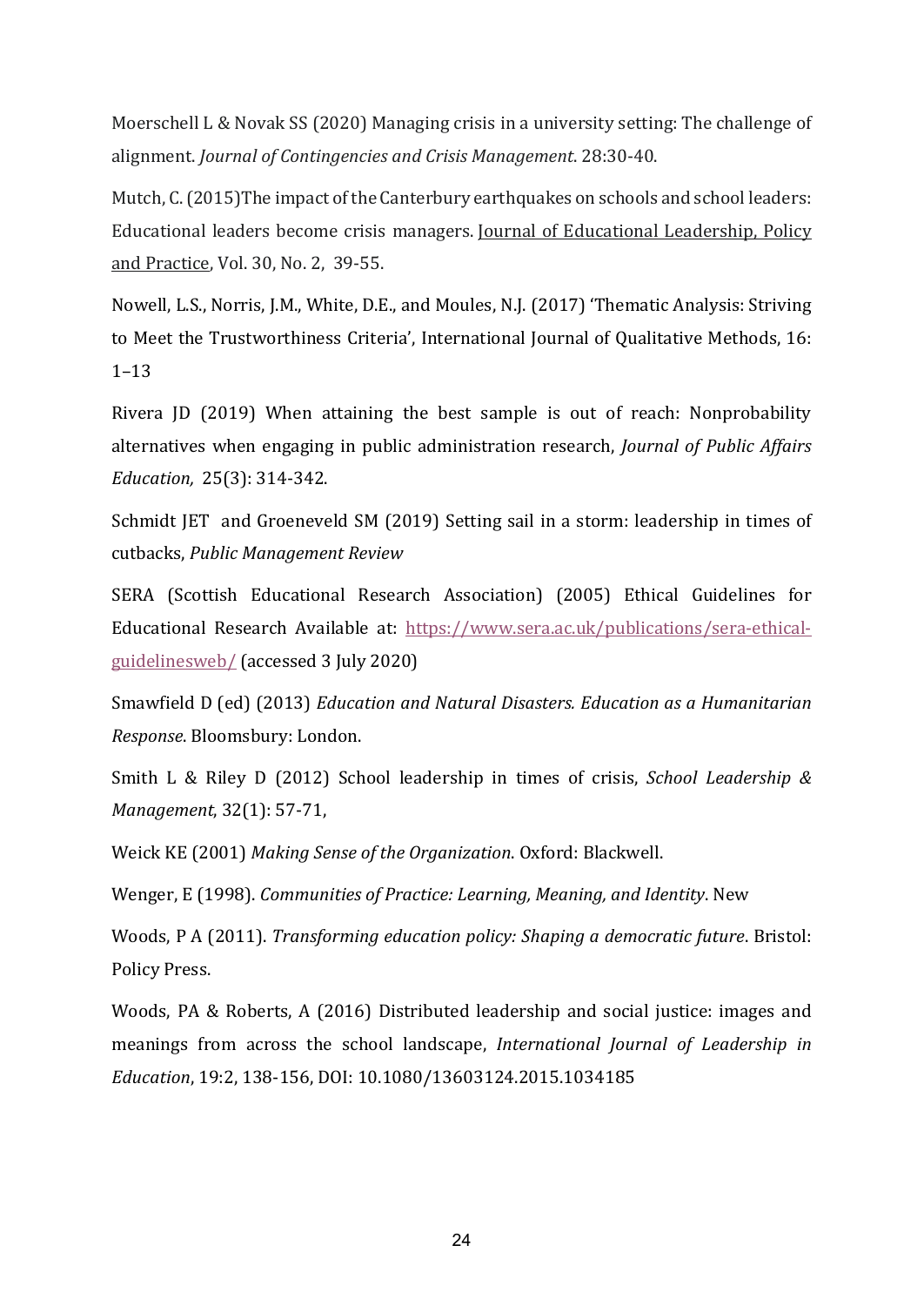Moerschell L & Novak SS (2020) Managing crisis in a university setting: The challenge of alignment. *Journal of Contingencies and Crisis Management*. 28:30-40.

Mutch, C. (2015)The impact of the Canterbury earthquakes on schools and school leaders: Educational leaders become crisis managers. Journal of Educational Leadership, Policy and Practice, Vol. 30, No. 2, 39-55.

Nowell, L.S., Norris, J.M., White, D.E., and Moules, N.J. (2017) 'Thematic Analysis: Striving to Meet the Trustworthiness Criteria', International Journal of Qualitative Methods, 16: 1–13

Rivera JD (2019) When attaining the best sample is out of reach: Nonprobability alternatives when engaging in public administration research, *Journal of Public Affairs Education,* 25(3): 314-342.

Schmidt JET and Groeneveld SM (2019) Setting sail in a storm: leadership in times of cutbacks, *Public Management Review*

SERA (Scottish Educational Research Association) (2005) Ethical Guidelines for Educational Research Available at: https://www.sera.ac.uk/publications/sera-ethical-guidelinesweb/ (accessed 3 July 2020)

Smawfield D (ed) (2013) *Education and Natural Disasters. Education as a Humanitarian Response*. Bloomsbury: London.

Smith L & Riley D (2012) School leadership in times of crisis, *School Leadership & Management*, 32(1): 57-71,

Weick KE (2001) *Making Sense of the Organization*. Oxford: Blackwell.

Wenger, E (1998). *Communities of Practice: Learning, Meaning, and Identity*. New

Woods, P A (2011). *Transforming education policy: Shaping a democratic future*. Bristol: Policy Press.

Woods, PA & Roberts, A (2016) Distributed leadership and social justice: images and meanings from across the school landscape, *International Journal of Leadership in Education*, 19:2, 138-156, DOI: 10.1080/13603124.2015.1034185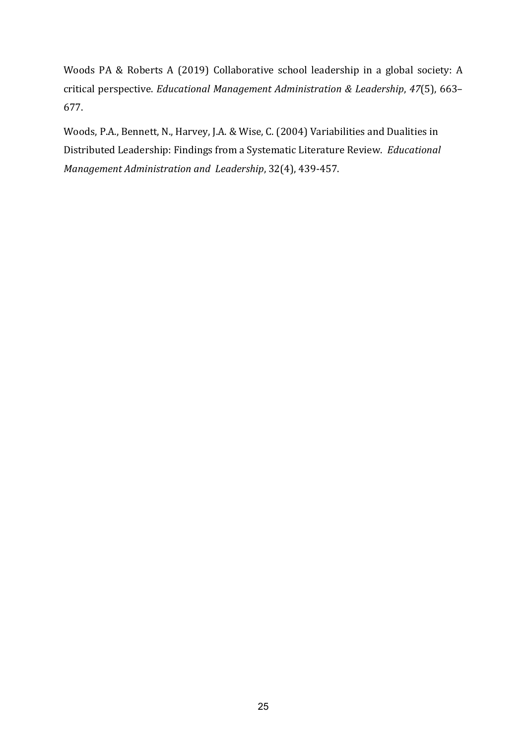Woods PA & Roberts A (2019) Collaborative school leadership in a global society: A critical perspective. *Educational Management Administration & Leadership*, *47*(5), 663–677.

Woods, P.A., Bennett, N., Harvey, J.A. & Wise, C. (2004) Variabilities and Dualities in Distributed Leadership: Findings from a Systematic Literature Review. *Educational Management Administration and Leadership*, 32(4), 439-457.